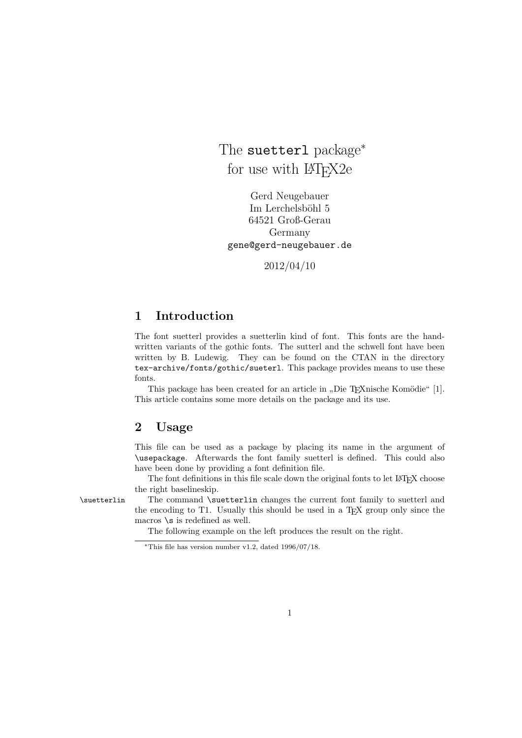# The `suetterl` package* for use with LaTeX2e

Gerd Neugebauer
Im Lerchelsböhl 5
64521 Groß-Gerau
Germany
`gene@gerd-neugebauer.de`

2012/04/10

## 1 Introduction

The font suetterl provides a suetterlin kind of font. This fonts are the handwritten variants of the gothic fonts. The sutterl and the schwell font have been written by B. Ludewig. They can be found on the CTAN in the directory `tex-archive/fonts/gothic/sueterl`. This package provides means to use these fonts.

This package has been created for an article in „Die TEXnische Komödie" [1]. This article contains some more details on the package and its use.

## 2 Usage

This file can be used as a package by placing its name in the argument of `\usepackage`. Afterwards the font family suetterl is defined. This could also have been done by providing a font definition file.

The font definitions in this file scale down the original fonts to let LaTeX choose the right baselineskip.

`\suetterlin` The command `\suetterlin` changes the current font family to suetterl and the encoding to T1. Usually this should be used in a TEX group only since the macros `\s` is redefined as well.

The following example on the left produces the result on the right.

*This file has version number v1.2, dated 1996/07/18.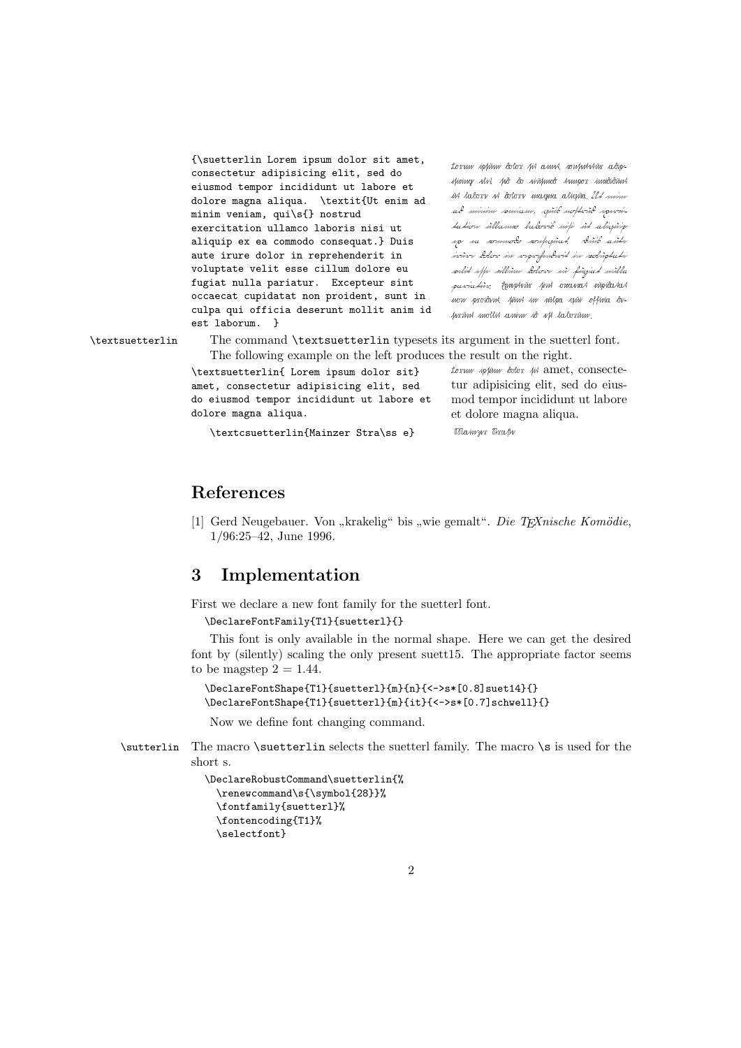```
{\suetterlin Lorem ipsum dolor sit amet,
consectetur adipisicing elit, sed do
eiusmod tempor incididunt ut labore et
dolore magna aliqua.  \textit{Ut enim ad
minim veniam, qui\s{} nostrud
exercitation ullamco laboris nisi ut
aliquip ex ea commodo consequat.} Duis
aute irure dolor in reprehenderit in
voluptate velit esse cillum dolore eu
fugiat nulla pariatur.  Excepteur sint
occaecat cupidatat non proident, sunt in
culpa qui officia deserunt mollit anim id
est laborum.  }
```

\textsuetterlin The command `\textsuetterlin` typesets its argument in the suetterl font. The following example on the left produces the result on the right.

```
\textsuetterlin{ Lorem ipsum dolor sit}
amet, consectetur adipisicing elit, sed
do eiusmod tempor incididunt ut labore et
dolore magna aliqua.
```

amet, consectetur adipisicing elit, sed do eiusmod tempor incididunt ut labore et dolore magna aliqua.

```
\textcsuetterlin{Mainzer Stra\ss e}
```

## References

[1] Gerd Neugebauer. Von „krakelig“ bis „wie gemalt“. *Die TEXnische Komödie*, 1/96:25–42, June 1996.

## 3 Implementation

First we declare a new font family for the suetterl font.

```
\DeclareFontFamily{T1}{suetterl}{}
```

This font is only available in the normal shape. Here we can get the desired font by (silently) scaling the only present suett15. The appropriate factor seems to be magstep $2 = 1.44$.

```
\DeclareFontShape{T1}{suetterl}{m}{n}{<->s*[0.8]suet14}{}
\DeclareFontShape{T1}{suetterl}{m}{it}{<->s*[0.7]schwell}{}
```

Now we define font changing command.

\sutterlin The macro `\suetterlin` selects the suetterl family. The macro `\s` is used for the short s.

```
\DeclareRobustCommand\suetterlin{%
  \renewcommand\s{\symbol{28}}%
  \fontfamily{suetterl}%
  \fontencoding{T1}%
  \selectfont}
```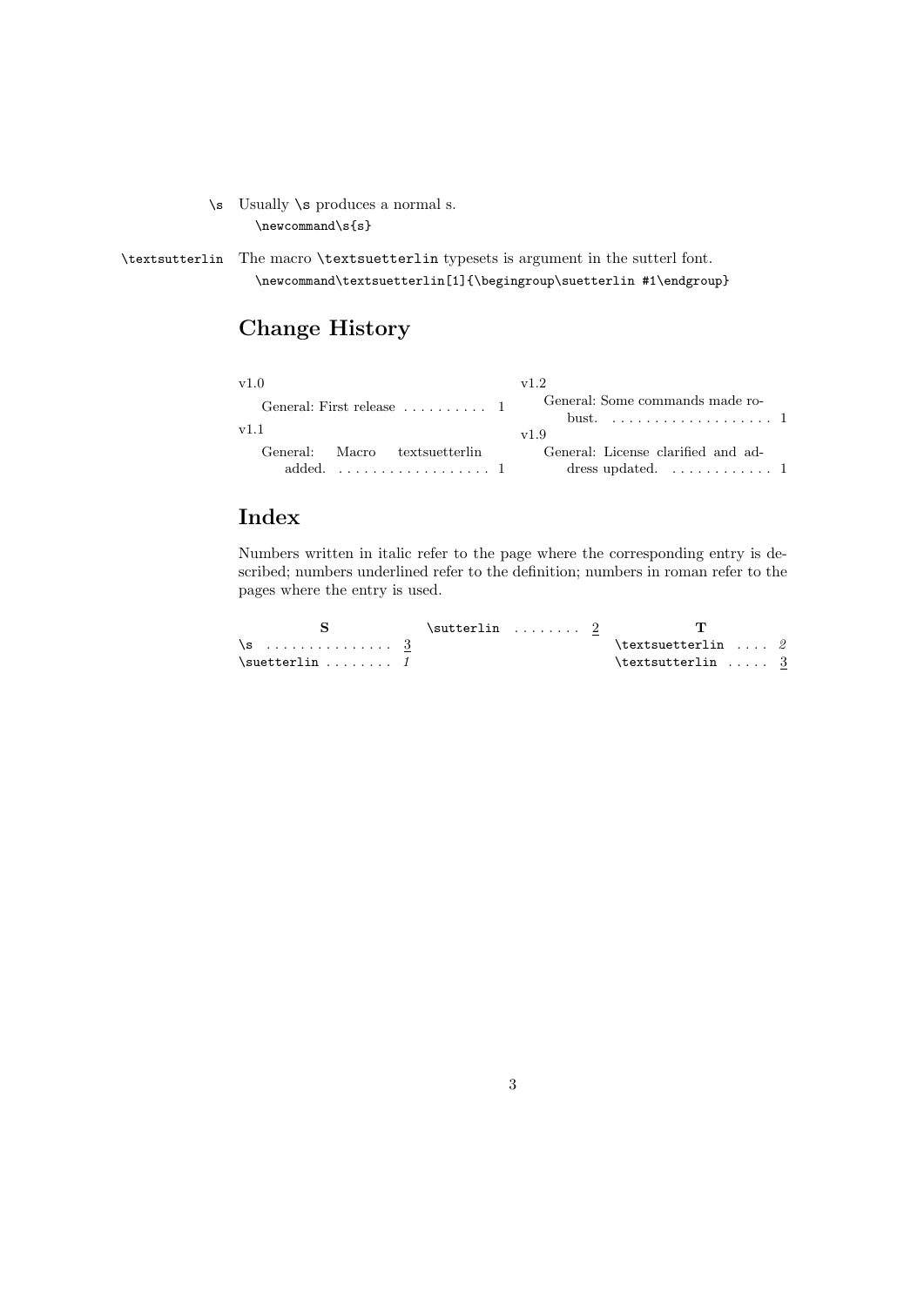`\s` Usually `\s` produces a normal s.

```
\newcommand\s{s}
```

`\textsutterlin` The macro `\textsuetterlin` typesets is argument in the sutterl font.

```
\newcommand\textsuetterlin[1]{\begingroup\suetterlin #1\endgroup}
```

## Change History

v1.0

General: First release . . . . . . . . . . 1

v1.1

General: Macro textsuetterlin added. . . . . . . . . . . . . . . . . . . 1

v1.2

General: Some commands made robust. . . . . . . . . . . . . . . . . . . 1

v1.9

General: License clarified and address updated. . . . . . . . . . . . . 1

## Index

Numbers written in italic refer to the page where the corresponding entry is described; numbers underlined refer to the definition; numbers in roman refer to the pages where the entry is used.

**S**

`\s` . . . . . . . . . . . . . . . 3

`\suetterlin` . . . . . . . . *1*

`\sutterlin` . . . . . . . . 2

**T**

`\textsuetterlin` . . . . *2*

`\textsutterlin` . . . . . 3